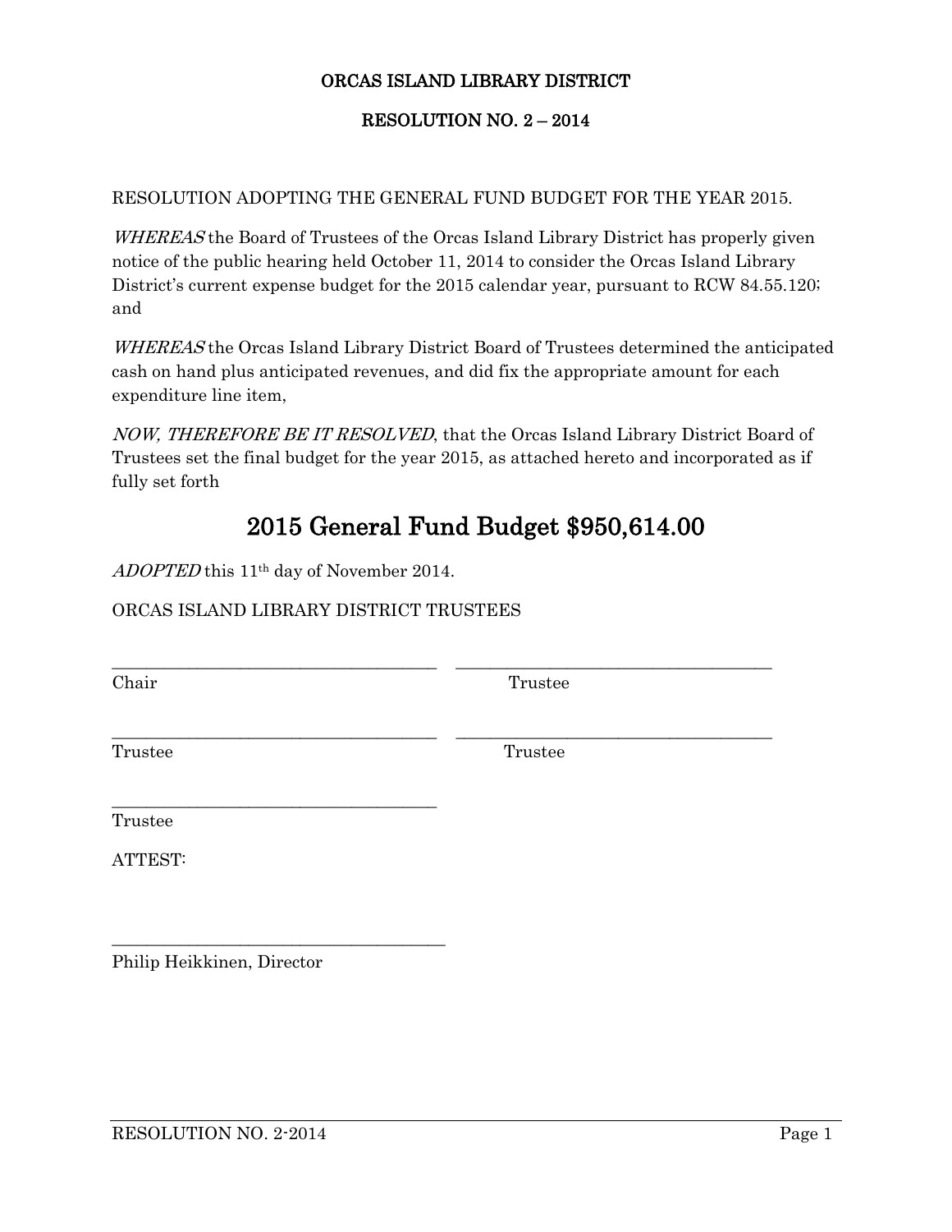**ORCAS ISLAND LIBRARY DISTRICT**

**RESOLUTION NO. 2 – 2014**

RESOLUTION ADOPTING THE GENERAL FUND BUDGET FOR THE YEAR 2015.

*WHEREAS* the Board of Trustees of the Orcas Island Library District has properly given notice of the public hearing held October 11, 2014 to consider the Orcas Island Library District's current expense budget for the 2015 calendar year, pursuant to RCW 84.55.120; and

*WHEREAS* the Orcas Island Library District Board of Trustees determined the anticipated cash on hand plus anticipated revenues, and did fix the appropriate amount for each expenditure line item,

*NOW, THEREFORE BE IT RESOLVED*, that the Orcas Island Library District Board of Trustees set the final budget for the year 2015, as attached hereto and incorporated as if fully set forth

# 2015 General Fund Budget $950,614.00

*ADOPTED* this 11th day of November 2014.

ORCAS ISLAND LIBRARY DISTRICT TRUSTEES

\_\_\_\_\_\_\_\_\_\_\_\_\_\_\_\_\_\_\_\_\_\_\_\_\_\_\_\_\_\_\_\_\_\_\_\_\_\_\_\_ \_\_\_\_\_\_\_\_\_\_\_\_\_\_\_\_\_\_\_\_\_\_\_\_\_\_\_\_\_\_\_\_\_\_\_\_\_\_\_\_
Chair Trustee

\_\_\_\_\_\_\_\_\_\_\_\_\_\_\_\_\_\_\_\_\_\_\_\_\_\_\_\_\_\_\_\_\_\_\_\_\_\_\_\_ \_\_\_\_\_\_\_\_\_\_\_\_\_\_\_\_\_\_\_\_\_\_\_\_\_\_\_\_\_\_\_\_\_\_\_\_\_\_\_\_
Trustee Trustee

\_\_\_\_\_\_\_\_\_\_\_\_\_\_\_\_\_\_\_\_\_\_\_\_\_\_\_\_\_\_\_\_\_\_\_\_\_\_\_\_
Trustee

ATTEST:

\_\_\_\_\_\_\_\_\_\_\_\_\_\_\_\_\_\_\_\_\_\_\_\_\_\_\_\_\_\_\_\_\_\_\_\_\_\_\_\_
Philip Heikkinen, Director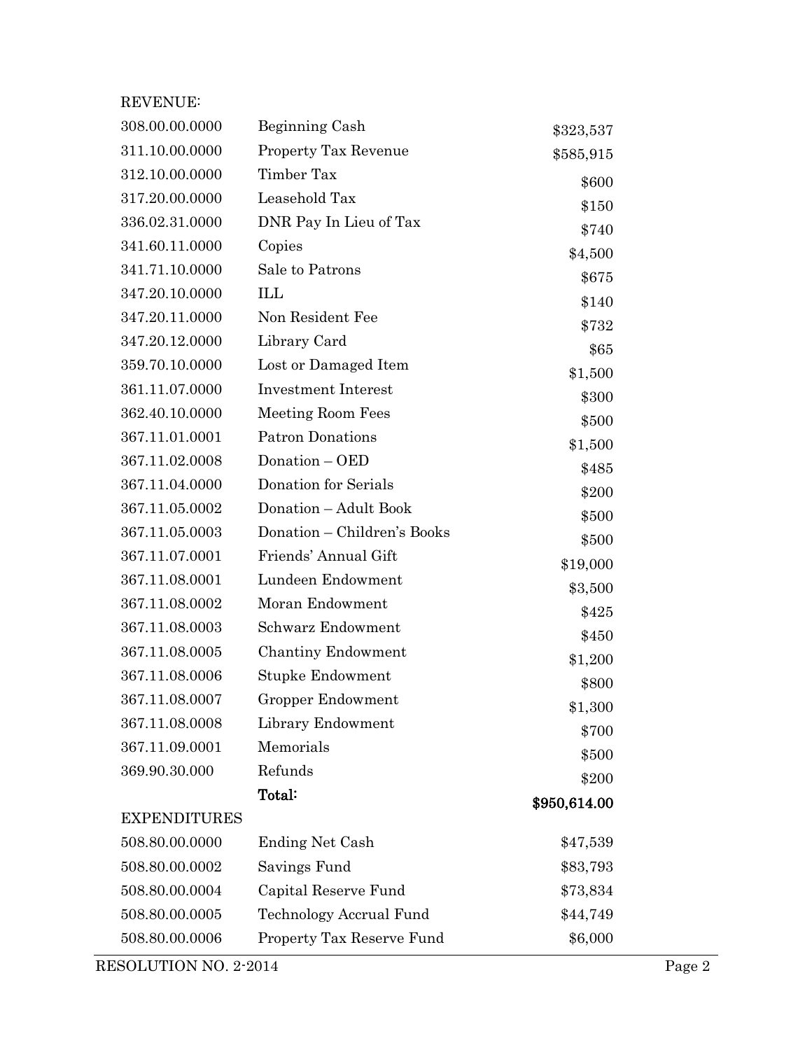REVENUE:

| | | |
|---|---|---|
| 308.00.00.0000 | Beginning Cash | $323,537 |
| 311.10.00.0000 | Property Tax Revenue | $585,915 |
| 312.10.00.0000 | Timber Tax | $600 |
| 317.20.00.0000 | Leasehold Tax | $150 |
| 336.02.31.0000 | DNR Pay In Lieu of Tax | $740 |
| 341.60.11.0000 | Copies | $4,500 |
| 341.71.10.0000 | Sale to Patrons | $675 |
| 347.20.10.0000 | ILL | $140 |
| 347.20.11.0000 | Non Resident Fee | $732 |
| 347.20.12.0000 | Library Card | $65 |
| 359.70.10.0000 | Lost or Damaged Item | $1,500 |
| 361.11.07.0000 | Investment Interest | $300 |
| 362.40.10.0000 | Meeting Room Fees | $500 |
| 367.11.01.0001 | Patron Donations | $1,500 |
| 367.11.02.0008 | Donation – OED | $485 |
| 367.11.04.0000 | Donation for Serials | $200 |
| 367.11.05.0002 | Donation – Adult Book | $500 |
| 367.11.05.0003 | Donation – Children's Books | $500 |
| 367.11.07.0001 | Friends' Annual Gift | $19,000 |
| 367.11.08.0001 | Lundeen Endowment | $3,500 |
| 367.11.08.0002 | Moran Endowment | $425 |
| 367.11.08.0003 | Schwarz Endowment | $450 |
| 367.11.08.0005 | Chantiny Endowment | $1,200 |
| 367.11.08.0006 | Stupke Endowment | $800 |
| 367.11.08.0007 | Gropper Endowment | $1,300 |
| 367.11.08.0008 | Library Endowment | $700 |
| 367.11.09.0001 | Memorials | $500 |
| 369.90.30.000 | Refunds | $200 |
| | **Total:** | **$950,614.00** |

EXPENDITURES

| | | |
|---|---|---|
| 508.80.00.0000 | Ending Net Cash | $47,539 |
| 508.80.00.0002 | Savings Fund | $83,793 |
| 508.80.00.0004 | Capital Reserve Fund | $73,834 |
| 508.80.00.0005 | Technology Accrual Fund | $44,749 |
| 508.80.00.0006 | Property Tax Reserve Fund | $6,000 |

RESOLUTION NO. 2-2014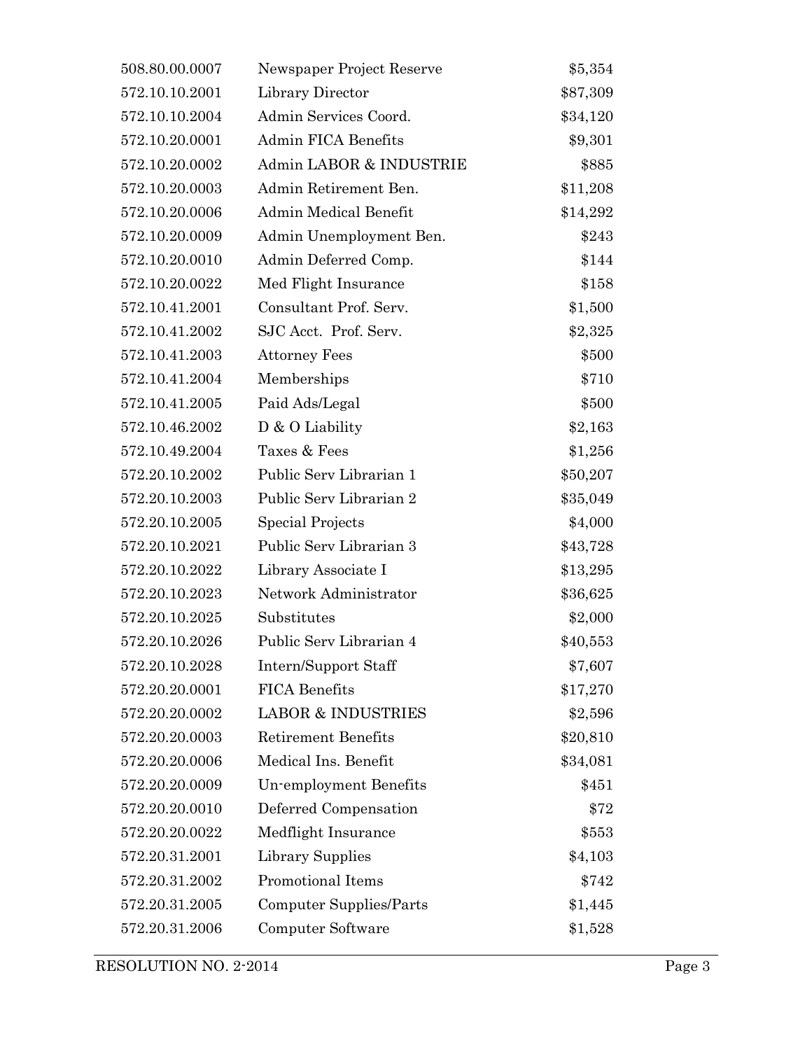| | | |
|---|---|---|
| 508.80.00.0007 | Newspaper Project Reserve | $5,354 |
| 572.10.10.2001 | Library Director | $87,309 |
| 572.10.10.2004 | Admin Services Coord. | $34,120 |
| 572.10.20.0001 | Admin FICA Benefits | $9,301 |
| 572.10.20.0002 | Admin LABOR & INDUSTRIE | $885 |
| 572.10.20.0003 | Admin Retirement Ben. | $11,208 |
| 572.10.20.0006 | Admin Medical Benefit | $14,292 |
| 572.10.20.0009 | Admin Unemployment Ben. | $243 |
| 572.10.20.0010 | Admin Deferred Comp. | $144 |
| 572.10.20.0022 | Med Flight Insurance | $158 |
| 572.10.41.2001 | Consultant Prof. Serv. | $1,500 |
| 572.10.41.2002 | SJC Acct. Prof. Serv. | $2,325 |
| 572.10.41.2003 | Attorney Fees | $500 |
| 572.10.41.2004 | Memberships | $710 |
| 572.10.41.2005 | Paid Ads/Legal | $500 |
| 572.10.46.2002 | D & O Liability | $2,163 |
| 572.10.49.2004 | Taxes & Fees | $1,256 |
| 572.20.10.2002 | Public Serv Librarian 1 | $50,207 |
| 572.20.10.2003 | Public Serv Librarian 2 | $35,049 |
| 572.20.10.2005 | Special Projects | $4,000 |
| 572.20.10.2021 | Public Serv Librarian 3 | $43,728 |
| 572.20.10.2022 | Library Associate I | $13,295 |
| 572.20.10.2023 | Network Administrator | $36,625 |
| 572.20.10.2025 | Substitutes | $2,000 |
| 572.20.10.2026 | Public Serv Librarian 4 | $40,553 |
| 572.20.10.2028 | Intern/Support Staff | $7,607 |
| 572.20.20.0001 | FICA Benefits | $17,270 |
| 572.20.20.0002 | LABOR & INDUSTRIES | $2,596 |
| 572.20.20.0003 | Retirement Benefits | $20,810 |
| 572.20.20.0006 | Medical Ins. Benefit | $34,081 |
| 572.20.20.0009 | Un-employment Benefits | $451 |
| 572.20.20.0010 | Deferred Compensation | $72 |
| 572.20.20.0022 | Medflight Insurance | $553 |
| 572.20.31.2001 | Library Supplies | $4,103 |
| 572.20.31.2002 | Promotional Items | $742 |
| 572.20.31.2005 | Computer Supplies/Parts | $1,445 |
| 572.20.31.2006 | Computer Software | $1,528 |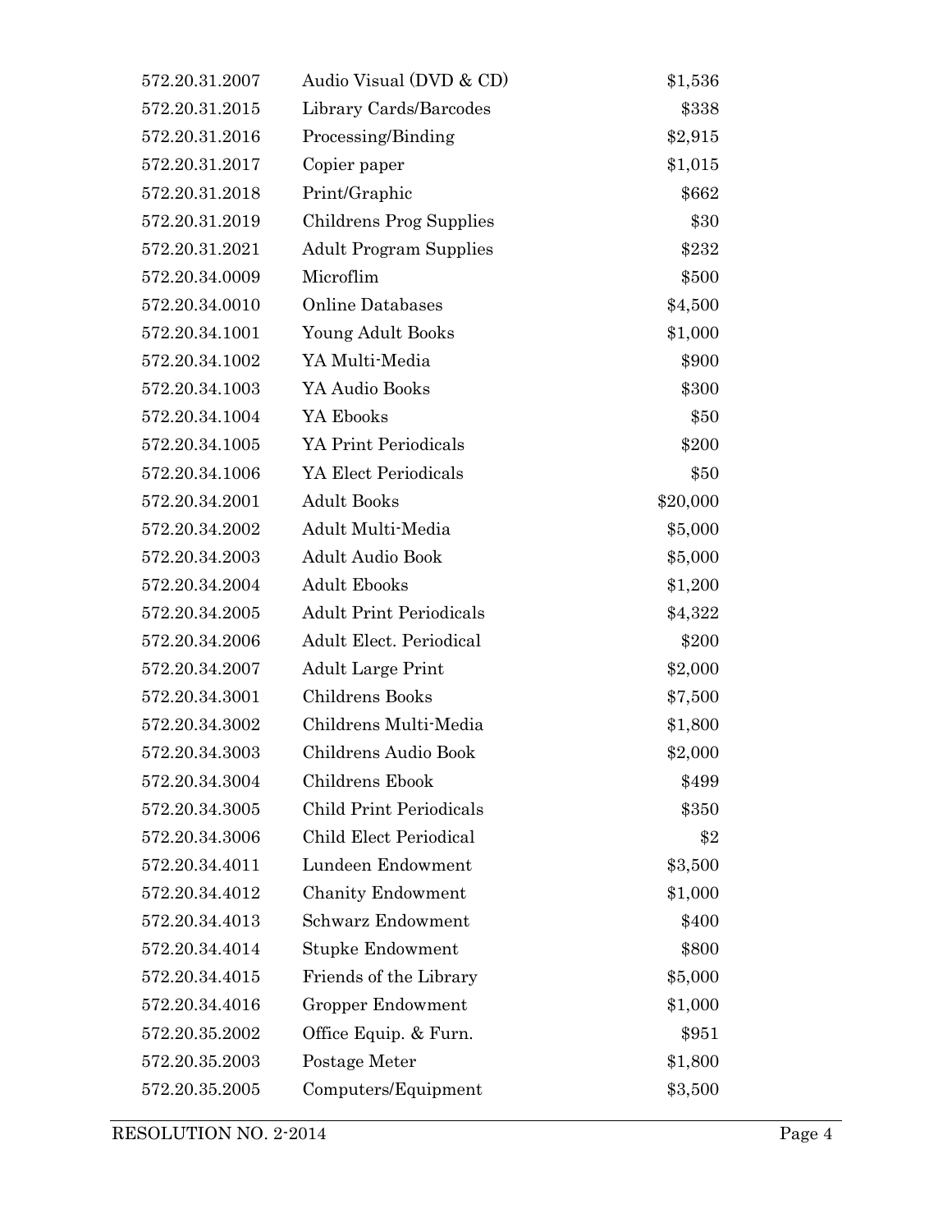| | | |
|---|---|---|
| 572.20.31.2007 | Audio Visual (DVD & CD) | $1,536 |
| 572.20.31.2015 | Library Cards/Barcodes | $338 |
| 572.20.31.2016 | Processing/Binding | $2,915 |
| 572.20.31.2017 | Copier paper | $1,015 |
| 572.20.31.2018 | Print/Graphic | $662 |
| 572.20.31.2019 | Childrens Prog Supplies | $30 |
| 572.20.31.2021 | Adult Program Supplies | $232 |
| 572.20.34.0009 | Microflim | $500 |
| 572.20.34.0010 | Online Databases | $4,500 |
| 572.20.34.1001 | Young Adult Books | $1,000 |
| 572.20.34.1002 | YA Multi-Media | $900 |
| 572.20.34.1003 | YA Audio Books | $300 |
| 572.20.34.1004 | YA Ebooks | $50 |
| 572.20.34.1005 | YA Print Periodicals | $200 |
| 572.20.34.1006 | YA Elect Periodicals | $50 |
| 572.20.34.2001 | Adult Books | $20,000 |
| 572.20.34.2002 | Adult Multi-Media | $5,000 |
| 572.20.34.2003 | Adult Audio Book | $5,000 |
| 572.20.34.2004 | Adult Ebooks | $1,200 |
| 572.20.34.2005 | Adult Print Periodicals | $4,322 |
| 572.20.34.2006 | Adult Elect. Periodical | $200 |
| 572.20.34.2007 | Adult Large Print | $2,000 |
| 572.20.34.3001 | Childrens Books | $7,500 |
| 572.20.34.3002 | Childrens Multi-Media | $1,800 |
| 572.20.34.3003 | Childrens Audio Book | $2,000 |
| 572.20.34.3004 | Childrens Ebook | $499 |
| 572.20.34.3005 | Child Print Periodicals | $350 |
| 572.20.34.3006 | Child Elect Periodical | $2 |
| 572.20.34.4011 | Lundeen Endowment | $3,500 |
| 572.20.34.4012 | Chanity Endowment | $1,000 |
| 572.20.34.4013 | Schwarz Endowment | $400 |
| 572.20.34.4014 | Stupke Endowment | $800 |
| 572.20.34.4015 | Friends of the Library | $5,000 |
| 572.20.34.4016 | Gropper Endowment | $1,000 |
| 572.20.35.2002 | Office Equip. & Furn. | $951 |
| 572.20.35.2003 | Postage Meter | $1,800 |
| 572.20.35.2005 | Computers/Equipment | $3,500 |

RESOLUTION NO. 2-2014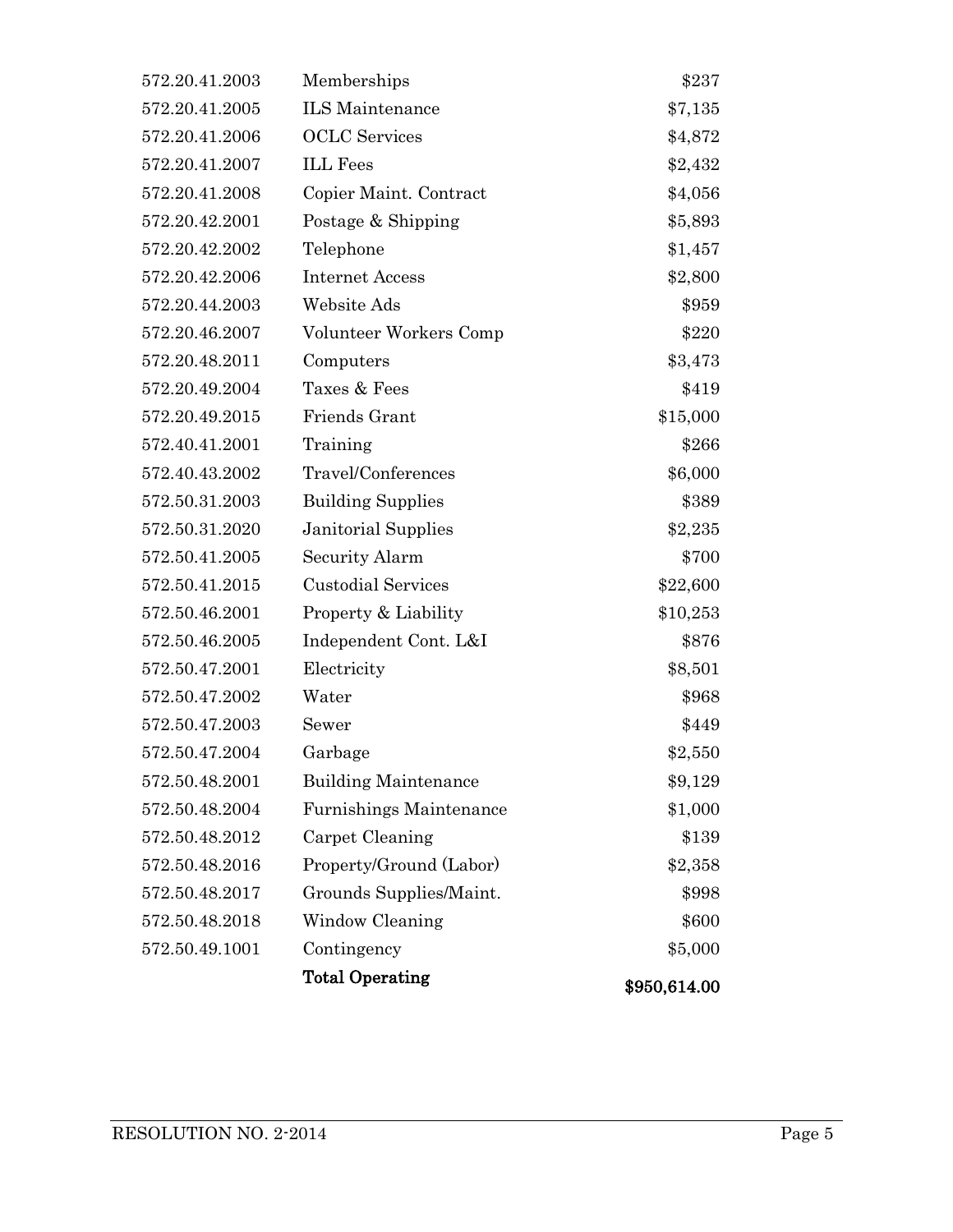| | | |
|---|---|---|
| 572.20.41.2003 | Memberships | $237 |
| 572.20.41.2005 | ILS Maintenance | $7,135 |
| 572.20.41.2006 | OCLC Services | $4,872 |
| 572.20.41.2007 | ILL Fees | $2,432 |
| 572.20.41.2008 | Copier Maint. Contract | $4,056 |
| 572.20.42.2001 | Postage & Shipping | $5,893 |
| 572.20.42.2002 | Telephone | $1,457 |
| 572.20.42.2006 | Internet Access | $2,800 |
| 572.20.44.2003 | Website Ads | $959 |
| 572.20.46.2007 | Volunteer Workers Comp | $220 |
| 572.20.48.2011 | Computers | $3,473 |
| 572.20.49.2004 | Taxes & Fees | $419 |
| 572.20.49.2015 | Friends Grant | $15,000 |
| 572.40.41.2001 | Training | $266 |
| 572.40.43.2002 | Travel/Conferences | $6,000 |
| 572.50.31.2003 | Building Supplies | $389 |
| 572.50.31.2020 | Janitorial Supplies | $2,235 |
| 572.50.41.2005 | Security Alarm | $700 |
| 572.50.41.2015 | Custodial Services | $22,600 |
| 572.50.46.2001 | Property & Liability | $10,253 |
| 572.50.46.2005 | Independent Cont. L&I | $876 |
| 572.50.47.2001 | Electricity | $8,501 |
| 572.50.47.2002 | Water | $968 |
| 572.50.47.2003 | Sewer | $449 |
| 572.50.47.2004 | Garbage | $2,550 |
| 572.50.48.2001 | Building Maintenance | $9,129 |
| 572.50.48.2004 | Furnishings Maintenance | $1,000 |
| 572.50.48.2012 | Carpet Cleaning | $139 |
| 572.50.48.2016 | Property/Ground (Labor) | $2,358 |
| 572.50.48.2017 | Grounds Supplies/Maint. | $998 |
| 572.50.48.2018 | Window Cleaning | $600 |
| 572.50.49.1001 | Contingency | $5,000 |
| | **Total Operating** | **$950,614.00** |

RESOLUTION NO. 2-2014